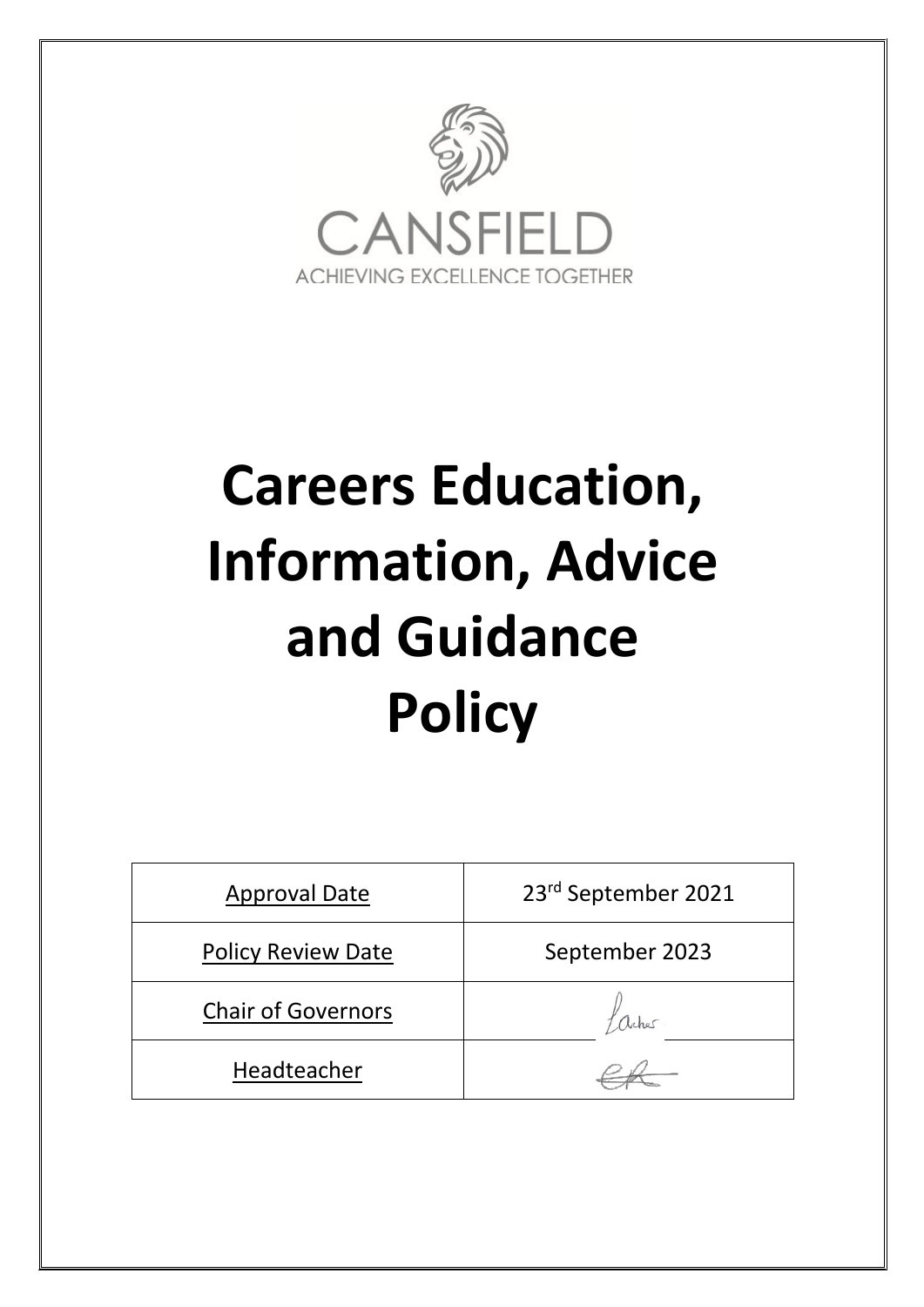CANSFIELD

ACHIEVING EXCELLENCE TOGETHER

# Careers Education, Information, Advice and Guidance Policy

| Approval Date | 23rd September 2021 |
| --- | --- |
| Policy Review Date | September 2023 |
| Chair of Governors | |
| Headteacher | |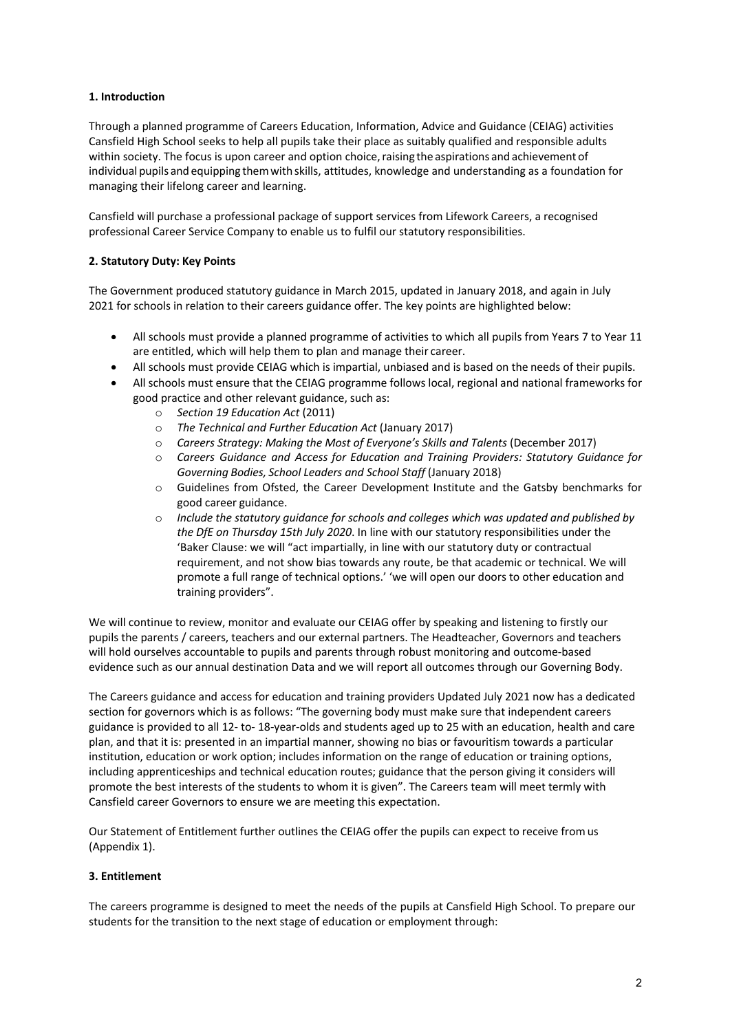**1. Introduction**

Through a planned programme of Careers Education, Information, Advice and Guidance (CEIAG) activities Cansfield High School seeks to help all pupils take their place as suitably qualified and responsible adults within society. The focus is upon career and option choice, raising the aspirations and achievement of individual pupils and equipping them with skills, attitudes, knowledge and understanding as a foundation for managing their lifelong career and learning.

Cansfield will purchase a professional package of support services from Lifework Careers, a recognised professional Career Service Company to enable us to fulfil our statutory responsibilities.

**2. Statutory Duty: Key Points**

The Government produced statutory guidance in March 2015, updated in January 2018, and again in July 2021 for schools in relation to their careers guidance offer. The key points are highlighted below:

- All schools must provide a planned programme of activities to which all pupils from Years 7 to Year 11 are entitled, which will help them to plan and manage their career.
- All schools must provide CEIAG which is impartial, unbiased and is based on the needs of their pupils.
- All schools must ensure that the CEIAG programme follows local, regional and national frameworks for good practice and other relevant guidance, such as:
    - *Section 19 Education Act* (2011)
    - *The Technical and Further Education Act* (January 2017)
    - *Careers Strategy: Making the Most of Everyone's Skills and Talents* (December 2017)
    - *Careers Guidance and Access for Education and Training Providers: Statutory Guidance for Governing Bodies, School Leaders and School Staff* (January 2018)
    - Guidelines from Ofsted, the Career Development Institute and the Gatsby benchmarks for good career guidance.
    - *Include the statutory guidance for schools and colleges which was updated and published by the DfE on Thursday 15th July 2020*. In line with our statutory responsibilities under the 'Baker Clause: we will "act impartially, in line with our statutory duty or contractual requirement, and not show bias towards any route, be that academic or technical. We will promote a full range of technical options.' 'we will open our doors to other education and training providers".

We will continue to review, monitor and evaluate our CEIAG offer by speaking and listening to firstly our pupils the parents / careers, teachers and our external partners. The Headteacher, Governors and teachers will hold ourselves accountable to pupils and parents through robust monitoring and outcome-based evidence such as our annual destination Data and we will report all outcomes through our Governing Body.

The Careers guidance and access for education and training providers Updated July 2021 now has a dedicated section for governors which is as follows: "The governing body must make sure that independent careers guidance is provided to all 12- to- 18-year-olds and students aged up to 25 with an education, health and care plan, and that it is: presented in an impartial manner, showing no bias or favouritism towards a particular institution, education or work option; includes information on the range of education or training options, including apprenticeships and technical education routes; guidance that the person giving it considers will promote the best interests of the students to whom it is given". The Careers team will meet termly with Cansfield career Governors to ensure we are meeting this expectation.

Our Statement of Entitlement further outlines the CEIAG offer the pupils can expect to receive from us (Appendix 1).

**3. Entitlement**

The careers programme is designed to meet the needs of the pupils at Cansfield High School. To prepare our students for the transition to the next stage of education or employment through: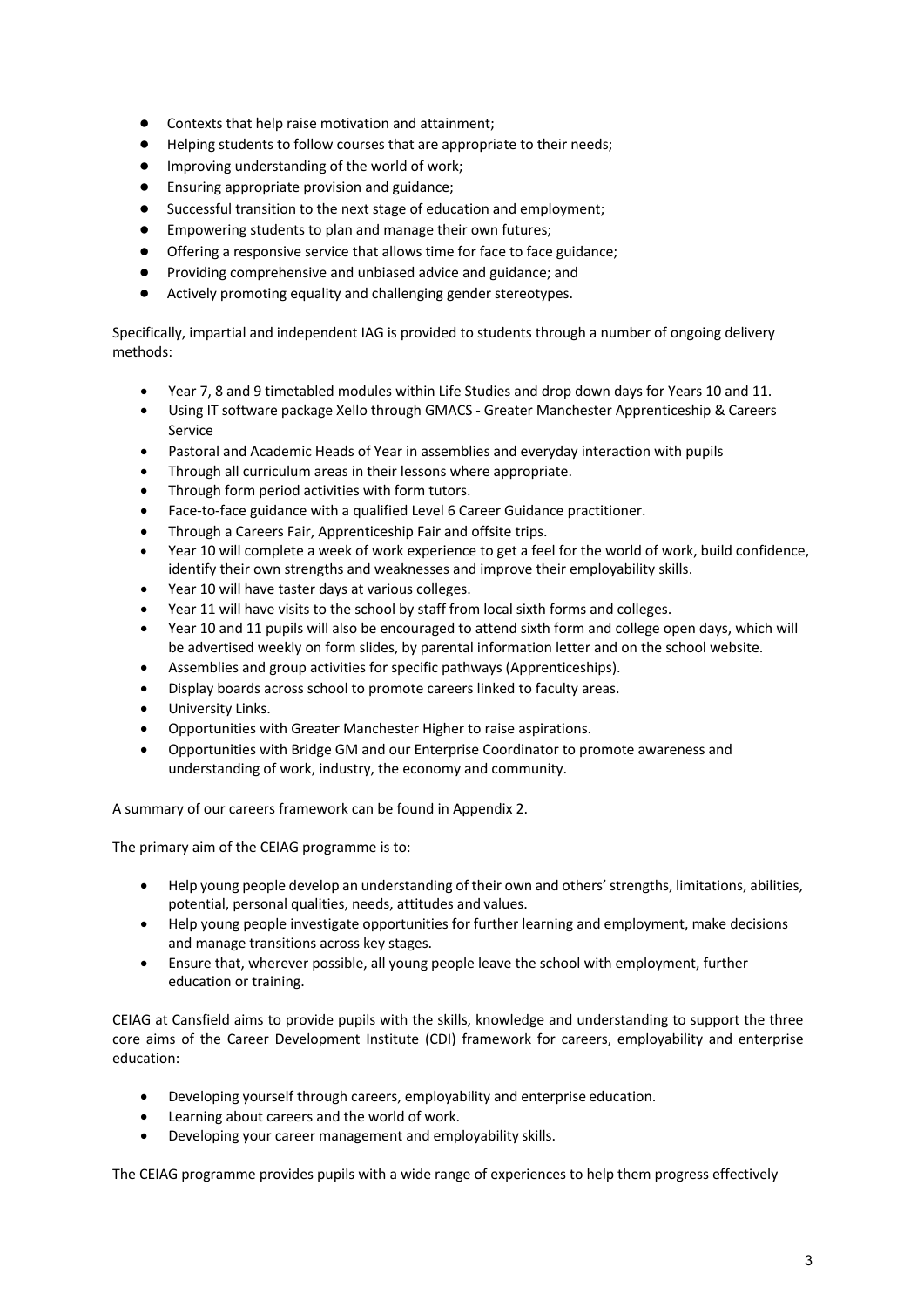- Contexts that help raise motivation and attainment;
- Helping students to follow courses that are appropriate to their needs;
- Improving understanding of the world of work;
- Ensuring appropriate provision and guidance;
- Successful transition to the next stage of education and employment;
- Empowering students to plan and manage their own futures;
- Offering a responsive service that allows time for face to face guidance;
- Providing comprehensive and unbiased advice and guidance; and
- Actively promoting equality and challenging gender stereotypes.

Specifically, impartial and independent IAG is provided to students through a number of ongoing delivery methods:

- Year 7, 8 and 9 timetabled modules within Life Studies and drop down days for Years 10 and 11.
- Using IT software package Xello through GMACS - Greater Manchester Apprenticeship & Careers Service
- Pastoral and Academic Heads of Year in assemblies and everyday interaction with pupils
- Through all curriculum areas in their lessons where appropriate.
- Through form period activities with form tutors.
- Face-to-face guidance with a qualified Level 6 Career Guidance practitioner.
- Through a Careers Fair, Apprenticeship Fair and offsite trips.
- Year 10 will complete a week of work experience to get a feel for the world of work, build confidence, identify their own strengths and weaknesses and improve their employability skills.
- Year 10 will have taster days at various colleges.
- Year 11 will have visits to the school by staff from local sixth forms and colleges.
- Year 10 and 11 pupils will also be encouraged to attend sixth form and college open days, which will be advertised weekly on form slides, by parental information letter and on the school website.
- Assemblies and group activities for specific pathways (Apprenticeships).
- Display boards across school to promote careers linked to faculty areas.
- University Links.
- Opportunities with Greater Manchester Higher to raise aspirations.
- Opportunities with Bridge GM and our Enterprise Coordinator to promote awareness and understanding of work, industry, the economy and community.

A summary of our careers framework can be found in Appendix 2.

The primary aim of the CEIAG programme is to:

- Help young people develop an understanding of their own and others' strengths, limitations, abilities, potential, personal qualities, needs, attitudes and values.
- Help young people investigate opportunities for further learning and employment, make decisions and manage transitions across key stages.
- Ensure that, wherever possible, all young people leave the school with employment, further education or training.

CEIAG at Cansfield aims to provide pupils with the skills, knowledge and understanding to support the three core aims of the Career Development Institute (CDI) framework for careers, employability and enterprise education:

- Developing yourself through careers, employability and enterprise education.
- Learning about careers and the world of work.
- Developing your career management and employability skills.

The CEIAG programme provides pupils with a wide range of experiences to help them progress effectively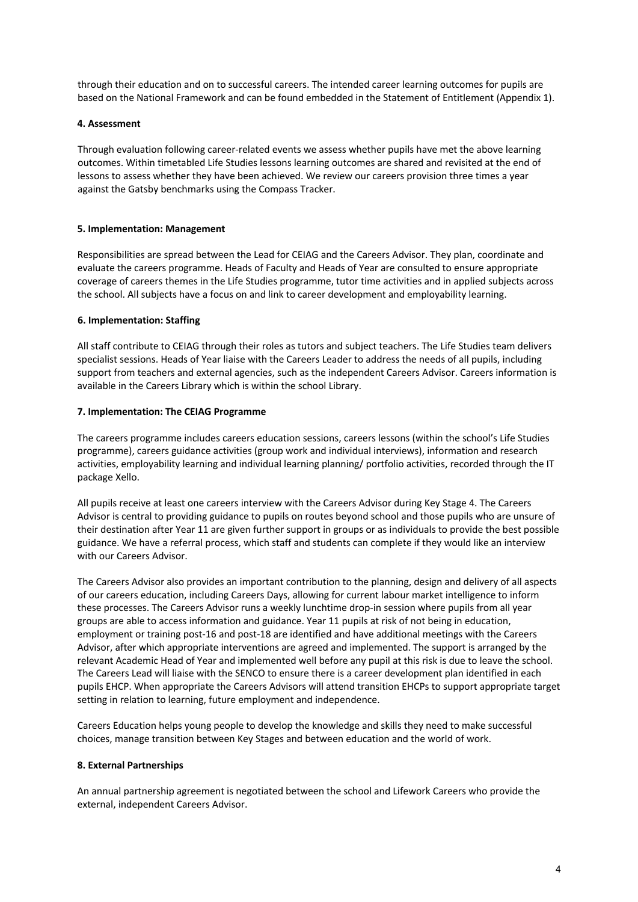through their education and on to successful careers. The intended career learning outcomes for pupils are based on the National Framework and can be found embedded in the Statement of Entitlement (Appendix 1).

**4. Assessment**

Through evaluation following career-related events we assess whether pupils have met the above learning outcomes. Within timetabled Life Studies lessons learning outcomes are shared and revisited at the end of lessons to assess whether they have been achieved. We review our careers provision three times a year against the Gatsby benchmarks using the Compass Tracker.

**5. Implementation: Management**

Responsibilities are spread between the Lead for CEIAG and the Careers Advisor. They plan, coordinate and evaluate the careers programme. Heads of Faculty and Heads of Year are consulted to ensure appropriate coverage of careers themes in the Life Studies programme, tutor time activities and in applied subjects across the school. All subjects have a focus on and link to career development and employability learning.

**6. Implementation: Staffing**

All staff contribute to CEIAG through their roles as tutors and subject teachers. The Life Studies team delivers specialist sessions. Heads of Year liaise with the Careers Leader to address the needs of all pupils, including support from teachers and external agencies, such as the independent Careers Advisor. Careers information is available in the Careers Library which is within the school Library.

**7. Implementation: The CEIAG Programme**

The careers programme includes careers education sessions, careers lessons (within the school's Life Studies programme), careers guidance activities (group work and individual interviews), information and research activities, employability learning and individual learning planning/ portfolio activities, recorded through the IT package Xello.

All pupils receive at least one careers interview with the Careers Advisor during Key Stage 4. The Careers Advisor is central to providing guidance to pupils on routes beyond school and those pupils who are unsure of their destination after Year 11 are given further support in groups or as individuals to provide the best possible guidance. We have a referral process, which staff and students can complete if they would like an interview with our Careers Advisor.

The Careers Advisor also provides an important contribution to the planning, design and delivery of all aspects of our careers education, including Careers Days, allowing for current labour market intelligence to inform these processes. The Careers Advisor runs a weekly lunchtime drop-in session where pupils from all year groups are able to access information and guidance. Year 11 pupils at risk of not being in education, employment or training post-16 and post-18 are identified and have additional meetings with the Careers Advisor, after which appropriate interventions are agreed and implemented. The support is arranged by the relevant Academic Head of Year and implemented well before any pupil at this risk is due to leave the school. The Careers Lead will liaise with the SENCO to ensure there is a career development plan identified in each pupils EHCP. When appropriate the Careers Advisors will attend transition EHCPs to support appropriate target setting in relation to learning, future employment and independence.

Careers Education helps young people to develop the knowledge and skills they need to make successful choices, manage transition between Key Stages and between education and the world of work.

**8. External Partnerships**

An annual partnership agreement is negotiated between the school and Lifework Careers who provide the external, independent Careers Advisor.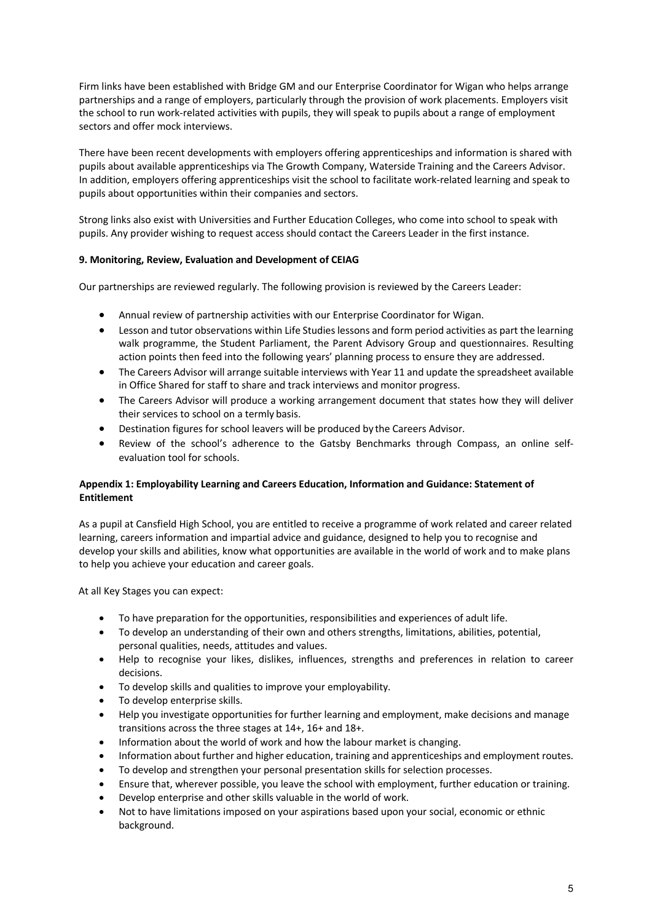Firm links have been established with Bridge GM and our Enterprise Coordinator for Wigan who helps arrange partnerships and a range of employers, particularly through the provision of work placements. Employers visit the school to run work-related activities with pupils, they will speak to pupils about a range of employment sectors and offer mock interviews.

There have been recent developments with employers offering apprenticeships and information is shared with pupils about available apprenticeships via The Growth Company, Waterside Training and the Careers Advisor. In addition, employers offering apprenticeships visit the school to facilitate work-related learning and speak to pupils about opportunities within their companies and sectors.

Strong links also exist with Universities and Further Education Colleges, who come into school to speak with pupils. Any provider wishing to request access should contact the Careers Leader in the first instance.

## 9. Monitoring, Review, Evaluation and Development of CEIAG

Our partnerships are reviewed regularly. The following provision is reviewed by the Careers Leader:

- Annual review of partnership activities with our Enterprise Coordinator for Wigan.
- Lesson and tutor observations within Life Studies lessons and form period activities as part the learning walk programme, the Student Parliament, the Parent Advisory Group and questionnaires. Resulting action points then feed into the following years' planning process to ensure they are addressed.
- The Careers Advisor will arrange suitable interviews with Year 11 and update the spreadsheet available in Office Shared for staff to share and track interviews and monitor progress.
- The Careers Advisor will produce a working arrangement document that states how they will deliver their services to school on a termly basis.
- Destination figures for school leavers will be produced by the Careers Advisor.
- Review of the school's adherence to the Gatsby Benchmarks through Compass, an online self-evaluation tool for schools.

## Appendix 1: Employability Learning and Careers Education, Information and Guidance: Statement of Entitlement

As a pupil at Cansfield High School, you are entitled to receive a programme of work related and career related learning, careers information and impartial advice and guidance, designed to help you to recognise and develop your skills and abilities, know what opportunities are available in the world of work and to make plans to help you achieve your education and career goals.

At all Key Stages you can expect:

- To have preparation for the opportunities, responsibilities and experiences of adult life.
- To develop an understanding of their own and others strengths, limitations, abilities, potential, personal qualities, needs, attitudes and values.
- Help to recognise your likes, dislikes, influences, strengths and preferences in relation to career decisions.
- To develop skills and qualities to improve your employability.
- To develop enterprise skills.
- Help you investigate opportunities for further learning and employment, make decisions and manage transitions across the three stages at 14+, 16+ and 18+.
- Information about the world of work and how the labour market is changing.
- Information about further and higher education, training and apprenticeships and employment routes.
- To develop and strengthen your personal presentation skills for selection processes.
- Ensure that, wherever possible, you leave the school with employment, further education or training.
- Develop enterprise and other skills valuable in the world of work.
- Not to have limitations imposed on your aspirations based upon your social, economic or ethnic background.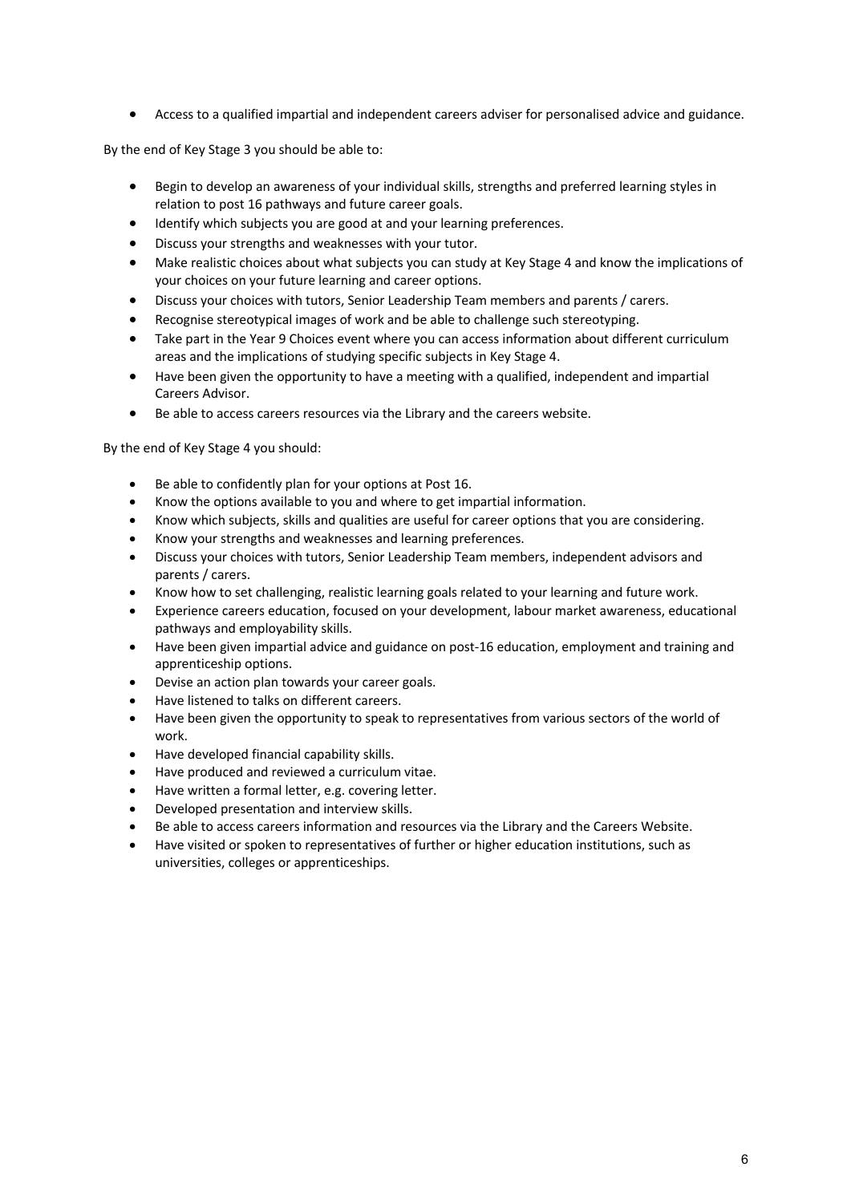- Access to a qualified impartial and independent careers adviser for personalised advice and guidance.

By the end of Key Stage 3 you should be able to:

- Begin to develop an awareness of your individual skills, strengths and preferred learning styles in relation to post 16 pathways and future career goals.
- Identify which subjects you are good at and your learning preferences.
- Discuss your strengths and weaknesses with your tutor.
- Make realistic choices about what subjects you can study at Key Stage 4 and know the implications of your choices on your future learning and career options.
- Discuss your choices with tutors, Senior Leadership Team members and parents / carers.
- Recognise stereotypical images of work and be able to challenge such stereotyping.
- Take part in the Year 9 Choices event where you can access information about different curriculum areas and the implications of studying specific subjects in Key Stage 4.
- Have been given the opportunity to have a meeting with a qualified, independent and impartial Careers Advisor.
- Be able to access careers resources via the Library and the careers website.

By the end of Key Stage 4 you should:

- Be able to confidently plan for your options at Post 16.
- Know the options available to you and where to get impartial information.
- Know which subjects, skills and qualities are useful for career options that you are considering.
- Know your strengths and weaknesses and learning preferences.
- Discuss your choices with tutors, Senior Leadership Team members, independent advisors and parents / carers.
- Know how to set challenging, realistic learning goals related to your learning and future work.
- Experience careers education, focused on your development, labour market awareness, educational pathways and employability skills.
- Have been given impartial advice and guidance on post-16 education, employment and training and apprenticeship options.
- Devise an action plan towards your career goals.
- Have listened to talks on different careers.
- Have been given the opportunity to speak to representatives from various sectors of the world of work.
- Have developed financial capability skills.
- Have produced and reviewed a curriculum vitae.
- Have written a formal letter, e.g. covering letter.
- Developed presentation and interview skills.
- Be able to access careers information and resources via the Library and the Careers Website.
- Have visited or spoken to representatives of further or higher education institutions, such as universities, colleges or apprenticeships.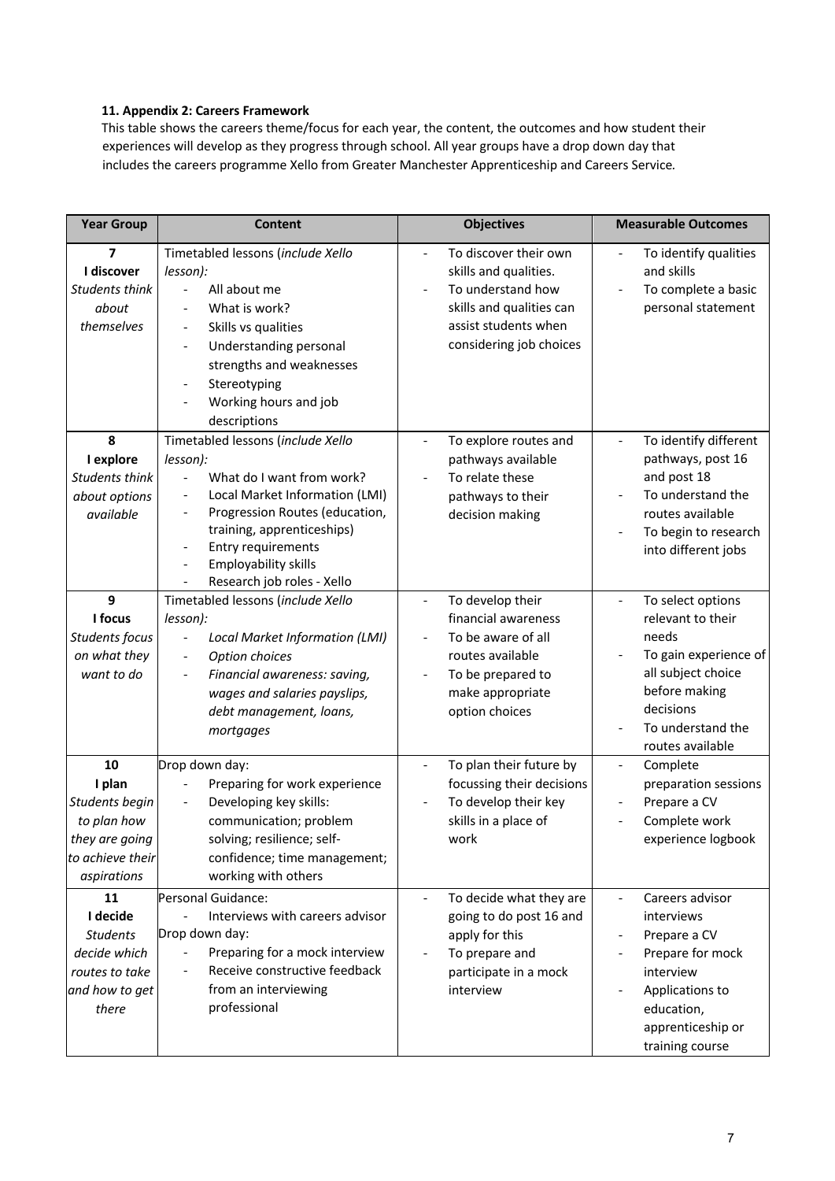**11. Appendix 2: Careers Framework**

This table shows the careers theme/focus for each year, the content, the outcomes and how student their experiences will develop as they progress through school. All year groups have a drop down day that includes the careers programme Xello from Greater Manchester Apprenticeship and Careers Service.

| Year Group | Content | Objectives | Measurable Outcomes |
|---|---|---|---|
| **7**<br>**I discover**<br>*Students think about themselves* | Timetabled lessons (*include Xello lesson*):<br>- All about me<br>- What is work?<br>- Skills vs qualities<br>- Understanding personal strengths and weaknesses<br>- Stereotyping<br>- Working hours and job descriptions | - To discover their own skills and qualities.<br>- To understand how skills and qualities can assist students when considering job choices | - To identify qualities and skills<br>- To complete a basic personal statement |
| **8**<br>**I explore**<br>*Students think about options available* | Timetabled lessons (*include Xello lesson*):<br>- What do I want from work?<br>- Local Market Information (LMI)<br>- Progression Routes (education, training, apprenticeships)<br>- Entry requirements<br>- Employability skills<br>- Research job roles - Xello | - To explore routes and pathways available<br>- To relate these pathways to their decision making | - To identify different pathways, post 16 and post 18<br>- To understand the routes available<br>- To begin to research into different jobs |
| **9**<br>**I focus**<br>*Students focus on what they want to do* | Timetabled lessons (*include Xello lesson*):<br>- *Local Market Information (LMI)*<br>- *Option choices*<br>- *Financial awareness: saving, wages and salaries payslips, debt management, loans, mortgages* | - To develop their financial awareness<br>- To be aware of all routes available<br>- To be prepared to make appropriate option choices | - To select options relevant to their needs<br>- To gain experience of all subject choice before making decisions<br>- To understand the routes available |
| **10**<br>**I plan**<br>*Students begin to plan how they are going to achieve their aspirations* | Drop down day:<br>- Preparing for work experience<br>- Developing key skills: communication; problem solving; resilience; self-confidence; time management; working with others | - To plan their future by focussing their decisions<br>- To develop their key skills in a place of work | - Complete preparation sessions<br>- Prepare a CV<br>- Complete work experience logbook |
| **11**<br>**I decide**<br>*Students decide which routes to take and how to get there* | Personal Guidance:<br>- Interviews with careers advisor<br>Drop down day:<br>- Preparing for a mock interview<br>- Receive constructive feedback from an interviewing professional | - To decide what they are going to do post 16 and apply for this<br>- To prepare and participate in a mock interview | - Careers advisor interviews<br>- Prepare a CV<br>- Prepare for mock interview<br>- Applications to education, apprenticeship or training course |